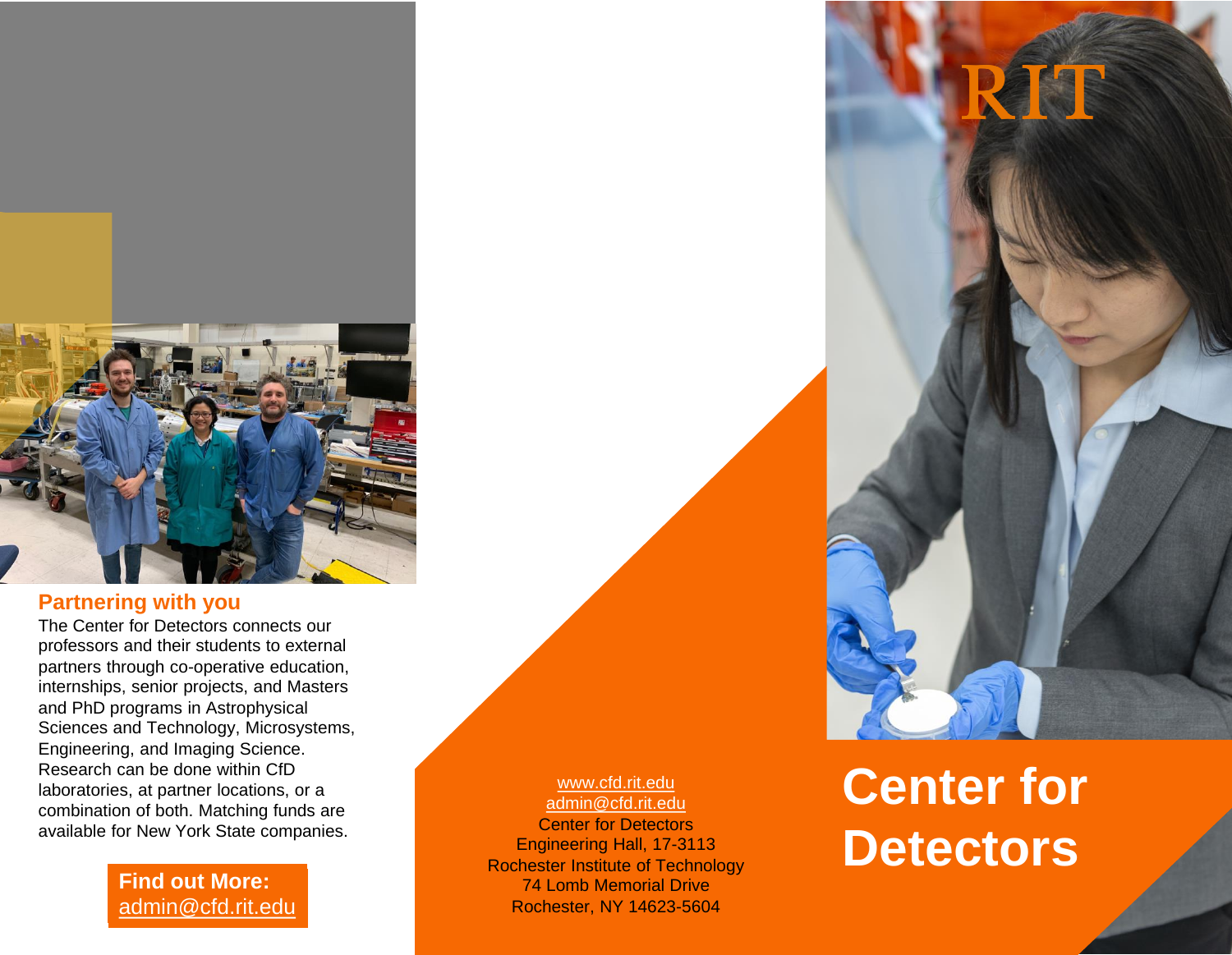## Partnering with you

The Center for Detectors connects our professors and their students to external partners through co-operative education, internships, senior projects, and Masters and PhD programs in Astrophysical Sciences and Technology, Microsystems, Engineering, and Imaging Science. Research can be done within CfD laboratories, at partner locations, or a combination of both. Matching funds are available for New York State companies.

**Find out More:**
admin@cfd.rit.edu

www.cfd.rit.edu
admin@cfd.rit.edu
Center for Detectors
Engineering Hall, 17-3113
Rochester Institute of Technology
74 Lomb Memorial Drive
Rochester, NY 14623-5604

RIT

# Center for Detectors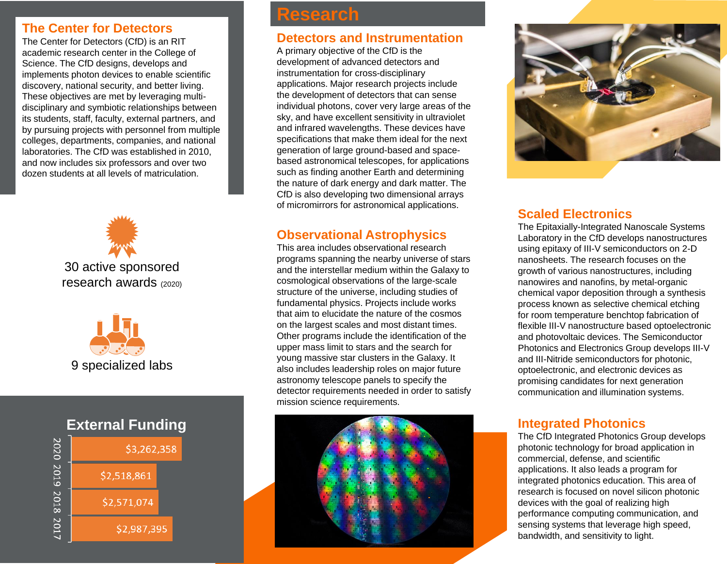## The Center for Detectors

The Center for Detectors (CfD) is an RIT academic research center in the College of Science. The CfD designs, develops and implements photon devices to enable scientific discovery, national security, and better living. These objectives are met by leveraging multi-disciplinary and symbiotic relationships between its students, staff, faculty, external partners, and by pursuing projects with personnel from multiple colleges, departments, companies, and national laboratories. The CfD was established in 2010, and now includes six professors and over two dozen students at all levels of matriculation.

30 active sponsored research awards (2020)

9 specialized labs

## External Funding

2020
$3,262,358

2019
$2,518,861

2018
$2,571,074

2017
$2,987,395

# Research

## Detectors and Instrumentation

A primary objective of the CfD is the development of advanced detectors and instrumentation for cross-disciplinary applications. Major research projects include the development of detectors that can sense individual photons, cover very large areas of the sky, and have excellent sensitivity in ultraviolet and infrared wavelengths. These devices have specifications that make them ideal for the next generation of large ground-based and space-based astronomical telescopes, for applications such as finding another Earth and determining the nature of dark energy and dark matter. The CfD is also developing two dimensional arrays of micromirrors for astronomical applications.

## Observational Astrophysics

This area includes observational research programs spanning the nearby universe of stars and the interstellar medium within the Galaxy to cosmological observations of the large-scale structure of the universe, including studies of fundamental physics. Projects include works that aim to elucidate the nature of the cosmos on the largest scales and most distant times. Other programs include the identification of the upper mass limit to stars and the search for young massive star clusters in the Galaxy. It also includes leadership roles on major future astronomy telescope panels to specify the detector requirements needed in order to satisfy mission science requirements.

## Scaled Electronics

The Epitaxially-Integrated Nanoscale Systems Laboratory in the CfD develops nanostructures using epitaxy of III-V semiconductors on 2-D nanosheets. The research focuses on the growth of various nanostructures, including nanowires and nanofins, by metal-organic chemical vapor deposition through a synthesis process known as selective chemical etching for room temperature benchtop fabrication of flexible III-V nanostructure based optoelectronic and photovoltaic devices. The Semiconductor Photonics and Electronics Group develops III-V and III-Nitride semiconductors for photonic, optoelectronic, and electronic devices as promising candidates for next generation communication and illumination systems.

## Integrated Photonics

The CfD Integrated Photonics Group develops photonic technology for broad application in commercial, defense, and scientific applications. It also leads a program for integrated photonics education. This area of research is focused on novel silicon photonic devices with the goal of realizing high performance computing communication, and sensing systems that leverage high speed, bandwidth, and sensitivity to light.